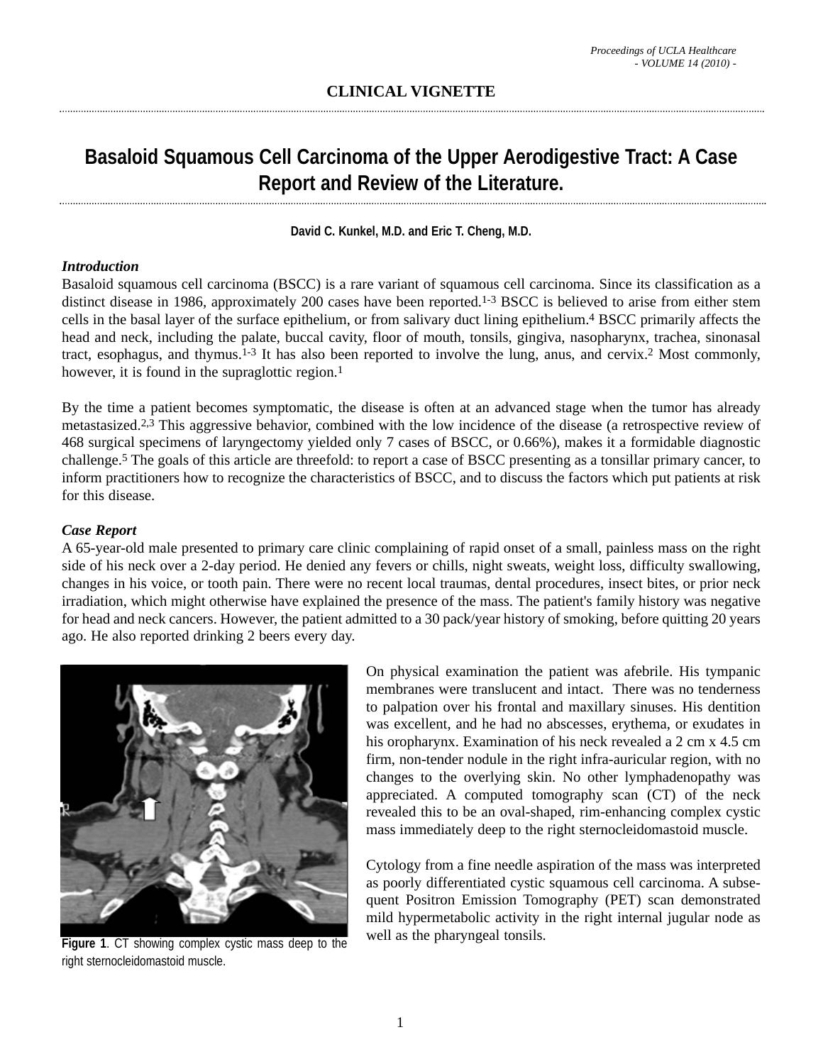## CLINICAL VIGNETTE

# Basaloid Squamous Cell Carcinoma of the Upper Aerodigestive Tract: A Case Report and Review of the Literature.

**David C. Kunkel, M.D. and Eric T. Cheng, M.D.**

### *Introduction*

Basaloid squamous cell carcinoma (BSCC) is a rare variant of squamous cell carcinoma. Since its classification as a distinct disease in 1986, approximately 200 cases have been reported.[1-3] BSCC is believed to arise from either stem cells in the basal layer of the surface epithelium, or from salivary duct lining epithelium.[4] BSCC primarily affects the head and neck, including the palate, buccal cavity, floor of mouth, tonsils, gingiva, nasopharynx, trachea, sinonasal tract, esophagus, and thymus.[1-3] It has also been reported to involve the lung, anus, and cervix.[2] Most commonly, however, it is found in the supraglottic region.[1]

By the time a patient becomes symptomatic, the disease is often at an advanced stage when the tumor has already metastasized.[2,3] This aggressive behavior, combined with the low incidence of the disease (a retrospective review of 468 surgical specimens of laryngectomy yielded only 7 cases of BSCC, or 0.66%), makes it a formidable diagnostic challenge.[5] The goals of this article are threefold: to report a case of BSCC presenting as a tonsillar primary cancer, to inform practitioners how to recognize the characteristics of BSCC, and to discuss the factors which put patients at risk for this disease.

### *Case Report*

A 65-year-old male presented to primary care clinic complaining of rapid onset of a small, painless mass on the right side of his neck over a 2-day period. He denied any fevers or chills, night sweats, weight loss, difficulty swallowing, changes in his voice, or tooth pain. There were no recent local traumas, dental procedures, insect bites, or prior neck irradiation, which might otherwise have explained the presence of the mass. The patient's family history was negative for head and neck cancers. However, the patient admitted to a 30 pack/year history of smoking, before quitting 20 years ago. He also reported drinking 2 beers every day.

**Figure 1**. CT showing complex cystic mass deep to the right sternocleidomastoid muscle.

On physical examination the patient was afebrile. His tympanic membranes were translucent and intact. There was no tenderness to palpation over his frontal and maxillary sinuses. His dentition was excellent, and he had no abscesses, erythema, or exudates in his oropharynx. Examination of his neck revealed a 2 cm x 4.5 cm firm, non-tender nodule in the right infra-auricular region, with no changes to the overlying skin. No other lymphadenopathy was appreciated. A computed tomography scan (CT) of the neck revealed this to be an oval-shaped, rim-enhancing complex cystic mass immediately deep to the right sternocleidomastoid muscle.

Cytology from a fine needle aspiration of the mass was interpreted as poorly differentiated cystic squamous cell carcinoma. A subsequent Positron Emission Tomography (PET) scan demonstrated mild hypermetabolic activity in the right internal jugular node as well as the pharyngeal tonsils.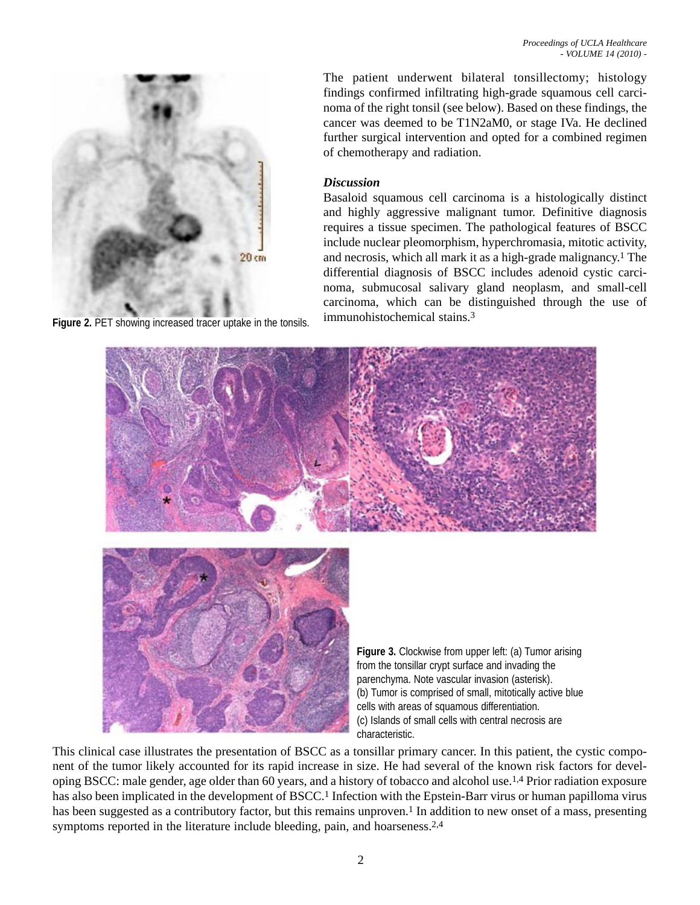Figure 2. PET showing increased tracer uptake in the tonsils.

The patient underwent bilateral tonsillectomy; histology findings confirmed infiltrating high-grade squamous cell carcinoma of the right tonsil (see below). Based on these findings, the cancer was deemed to be T1N2aM0, or stage IVa. He declined further surgical intervention and opted for a combined regimen of chemotherapy and radiation.

### *Discussion*

Basaloid squamous cell carcinoma is a histologically distinct and highly aggressive malignant tumor. Definitive diagnosis requires a tissue specimen. The pathological features of BSCC include nuclear pleomorphism, hyperchromasia, mitotic activity, and necrosis, which all mark it as a high-grade malignancy.[1] The differential diagnosis of BSCC includes adenoid cystic carcinoma, submucosal salivary gland neoplasm, and small-cell carcinoma, which can be distinguished through the use of immunohistochemical stains.[3]

**Figure 3.** Clockwise from upper left: (a) Tumor arising from the tonsillar crypt surface and invading the parenchyma. Note vascular invasion (asterisk). (b) Tumor is comprised of small, mitotically active blue cells with areas of squamous differentiation. (c) Islands of small cells with central necrosis are characteristic.

This clinical case illustrates the presentation of BSCC as a tonsillar primary cancer. In this patient, the cystic component of the tumor likely accounted for its rapid increase in size. He had several of the known risk factors for developing BSCC: male gender, age older than 60 years, and a history of tobacco and alcohol use.[1,4] Prior radiation exposure has also been implicated in the development of BSCC.[1] Infection with the Epstein-Barr virus or human papilloma virus has been suggested as a contributory factor, but this remains unproven.[1] In addition to new onset of a mass, presenting symptoms reported in the literature include bleeding, pain, and hoarseness.[2,4]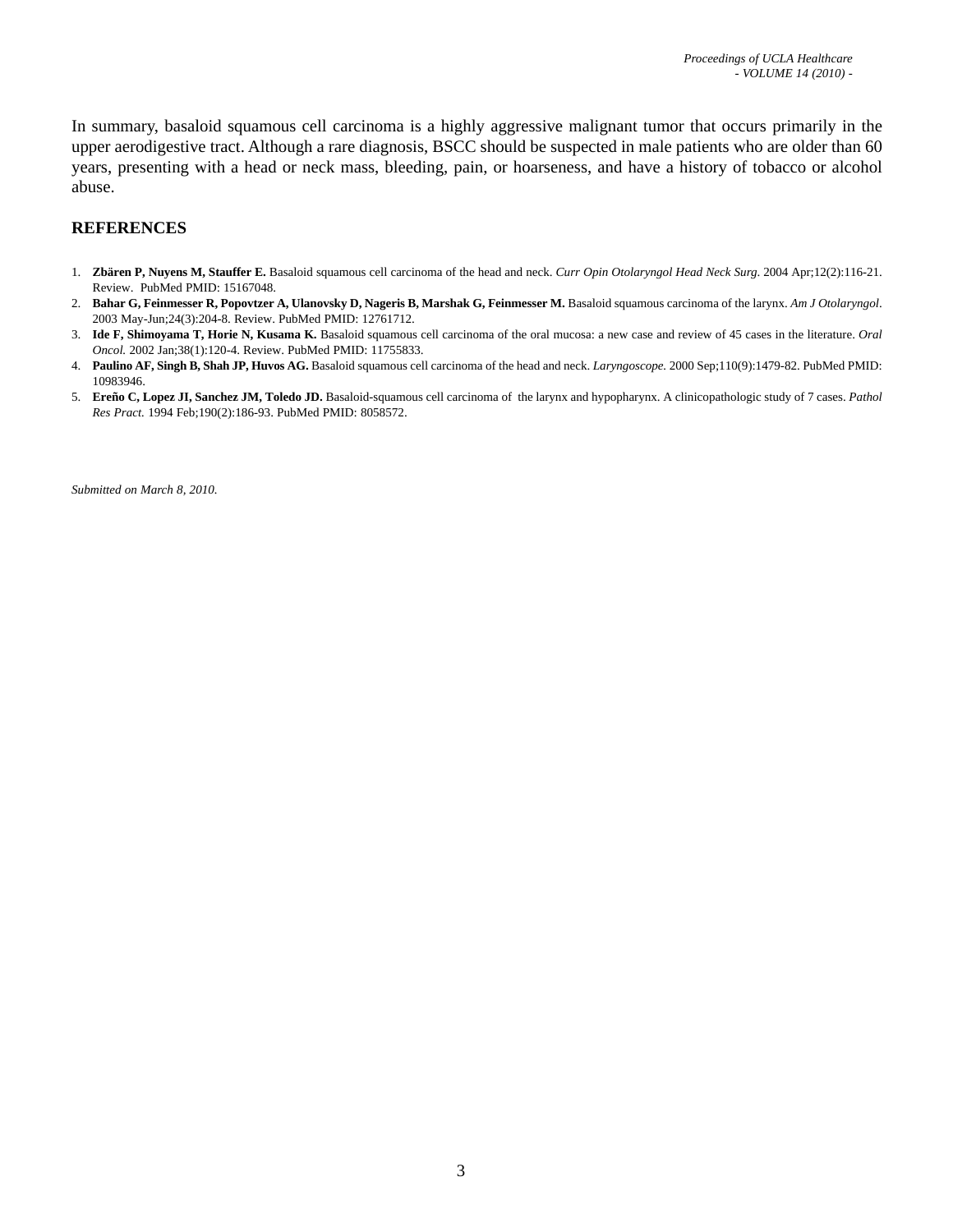In summary, basaloid squamous cell carcinoma is a highly aggressive malignant tumor that occurs primarily in the upper aerodigestive tract. Although a rare diagnosis, BSCC should be suspected in male patients who are older than 60 years, presenting with a head or neck mass, bleeding, pain, or hoarseness, and have a history of tobacco or alcohol abuse.

## REFERENCES

1. **Zbären P, Nuyens M, Stauffer E.** Basaloid squamous cell carcinoma of the head and neck. *Curr Opin Otolaryngol Head Neck Surg*. 2004 Apr;12(2):116-21. Review. PubMed PMID: 15167048.
2. **Bahar G, Feinmesser R, Popovtzer A, Ulanovsky D, Nageris B, Marshak G, Feinmesser M.** Basaloid squamous carcinoma of the larynx. *Am J Otolaryngol*. 2003 May-Jun;24(3):204-8. Review. PubMed PMID: 12761712.
3. **Ide F, Shimoyama T, Horie N, Kusama K.** Basaloid squamous cell carcinoma of the oral mucosa: a new case and review of 45 cases in the literature. *Oral Oncol.* 2002 Jan;38(1):120-4. Review. PubMed PMID: 11755833.
4. **Paulino AF, Singh B, Shah JP, Huvos AG.** Basaloid squamous cell carcinoma of the head and neck. *Laryngoscope.* 2000 Sep;110(9):1479-82. PubMed PMID: 10983946.
5. **Ereño C, Lopez JI, Sanchez JM, Toledo JD.** Basaloid-squamous cell carcinoma of the larynx and hypopharynx. A clinicopathologic study of 7 cases. *Pathol Res Pract.* 1994 Feb;190(2):186-93. PubMed PMID: 8058572.

*Submitted on March 8, 2010.*